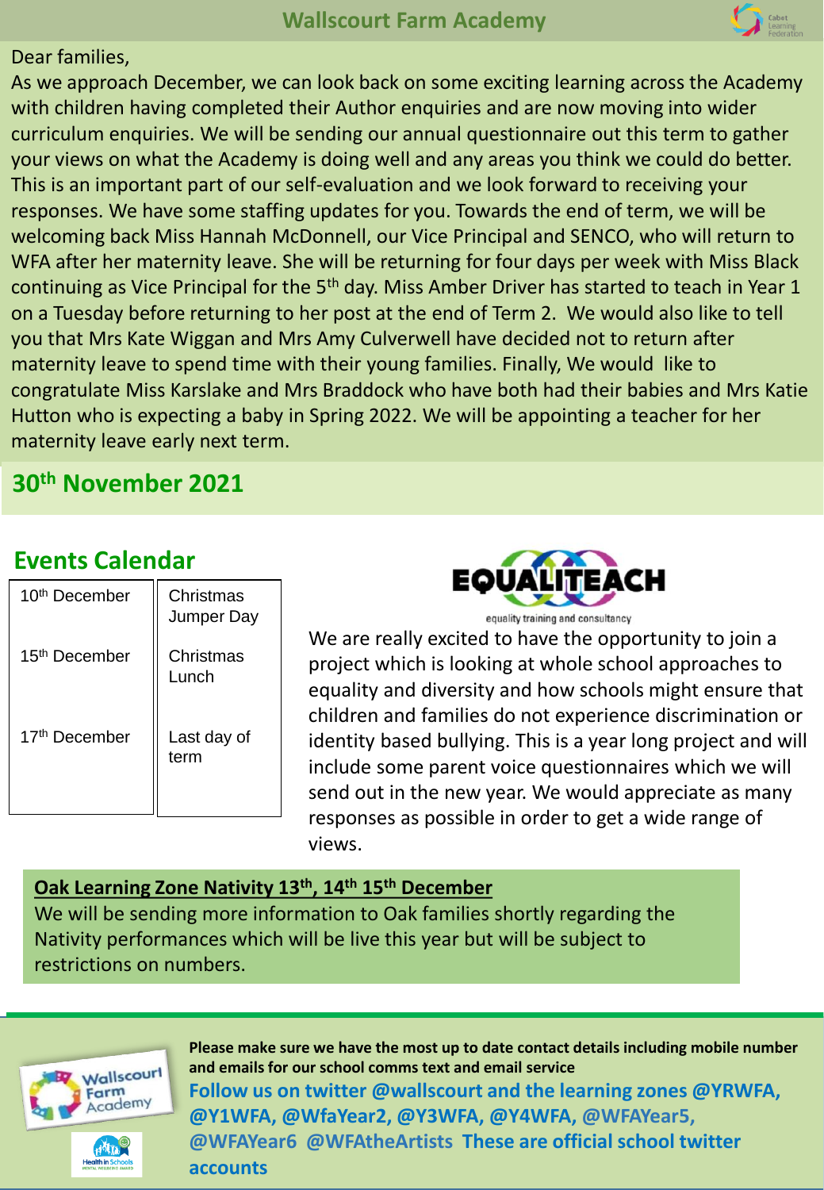# Wallscourt Farm Academy

Dear families,

As we approach December, we can look back on some exciting learning across the Academy with children having completed their Author enquiries and are now moving into wider curriculum enquiries. We will be sending our annual questionnaire out this term to gather your views on what the Academy is doing well and any areas you think we could do better. This is an important part of our self-evaluation and we look forward to receiving your responses. We have some staffing updates for you. Towards the end of term, we will be welcoming back Miss Hannah McDonnell, our Vice Principal and SENCO, who will return to WFA after her maternity leave. She will be returning for four days per week with Miss Black continuing as Vice Principal for the 5th day. Miss Amber Driver has started to teach in Year 1 on a Tuesday before returning to her post at the end of Term 2. We would also like to tell you that Mrs Kate Wiggan and Mrs Amy Culverwell have decided not to return after maternity leave to spend time with their young families. Finally, We would like to congratulate Miss Karslake and Mrs Braddock who have both had their babies and Mrs Katie Hutton who is expecting a baby in Spring 2022. We will be appointing a teacher for her maternity leave early next term.

## 30th November 2021

## Events Calendar

| | |
|---|---|
| 10th December | Christmas Jumper Day |
| 15th December | Christmas Lunch |
| 17th December | Last day of term |

**EQUALITEACH**
equality training and consultancy

We are really excited to have the opportunity to join a project which is looking at whole school approaches to equality and diversity and how schools might ensure that children and families do not experience discrimination or identity based bullying. This is a year long project and will include some parent voice questionnaires which we will send out in the new year. We would appreciate as many responses as possible in order to get a wide range of views.

### Oak Learning Zone Nativity 13th, 14th 15th December

We will be sending more information to Oak families shortly regarding the Nativity performances which will be live this year but will be subject to restrictions on numbers.

**Please make sure we have the most up to date contact details including mobile number and emails for our school comms text and email service**

**Follow us on twitter @wallscourt and the learning zones @YRWFA, @Y1WFA, @WfaYear2, @Y3WFA, @Y4WFA, @WFAYear5, @WFAYear6 @WFAtheArtists These are official school twitter accounts**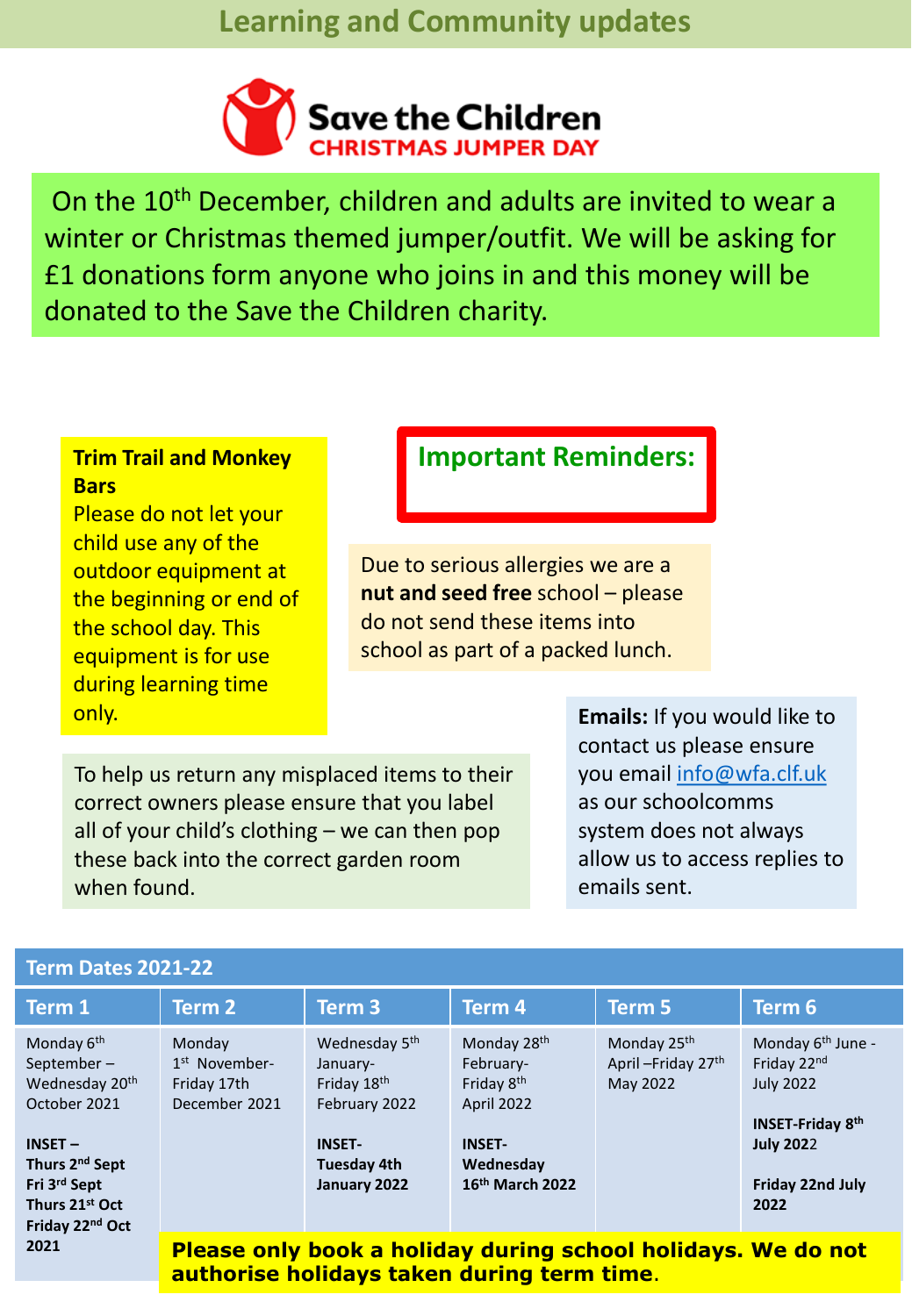# Learning and Community updates

## Save the Children
## CHRISTMAS JUMPER DAY

On the 10th December, children and adults are invited to wear a winter or Christmas themed jumper/outfit. We will be asking for £1 donations form anyone who joins in and this money will be donated to the Save the Children charity.

**Trim Trail and Monkey Bars**
Please do not let your child use any of the outdoor equipment at the beginning or end of the school day. This equipment is for use during learning time only.

## Important Reminders:

Due to serious allergies we are a **nut and seed free** school – please do not send these items into school as part of a packed lunch.

**Emails:** If you would like to contact us please ensure you email info@wfa.clf.uk as our schoolcomms system does not always allow us to access replies to emails sent.

To help us return any misplaced items to their correct owners please ensure that you label all of your child's clothing – we can then pop these back into the correct garden room when found.

**Term Dates 2021-22**

| Term 1 | Term 2 | Term 3 | Term 4 | Term 5 | Term 6 |
|---|---|---|---|---|---|
| Monday 6th September – Wednesday 20th October 2021<br><br>**INSET – Thurs 2nd Sept Fri 3rd Sept Thurs 21st Oct Friday 22nd Oct 2021** | Monday 1st November- Friday 17th December 2021 | Wednesday 5th January- Friday 18th February 2022<br><br>**INSET- Tuesday 4th January 2022** | Monday 28th February- Friday 8th April 2022<br><br>**INSET- Wednesday 16th March 2022** | Monday 25th April –Friday 27th May 2022 | Monday 6th June - Friday 22nd July 2022<br><br>**INSET-Friday 8th July 2022**<br><br>**Friday 22nd July 2022** |

**Please only book a holiday during school holidays. We do not authorise holidays taken during term time.**